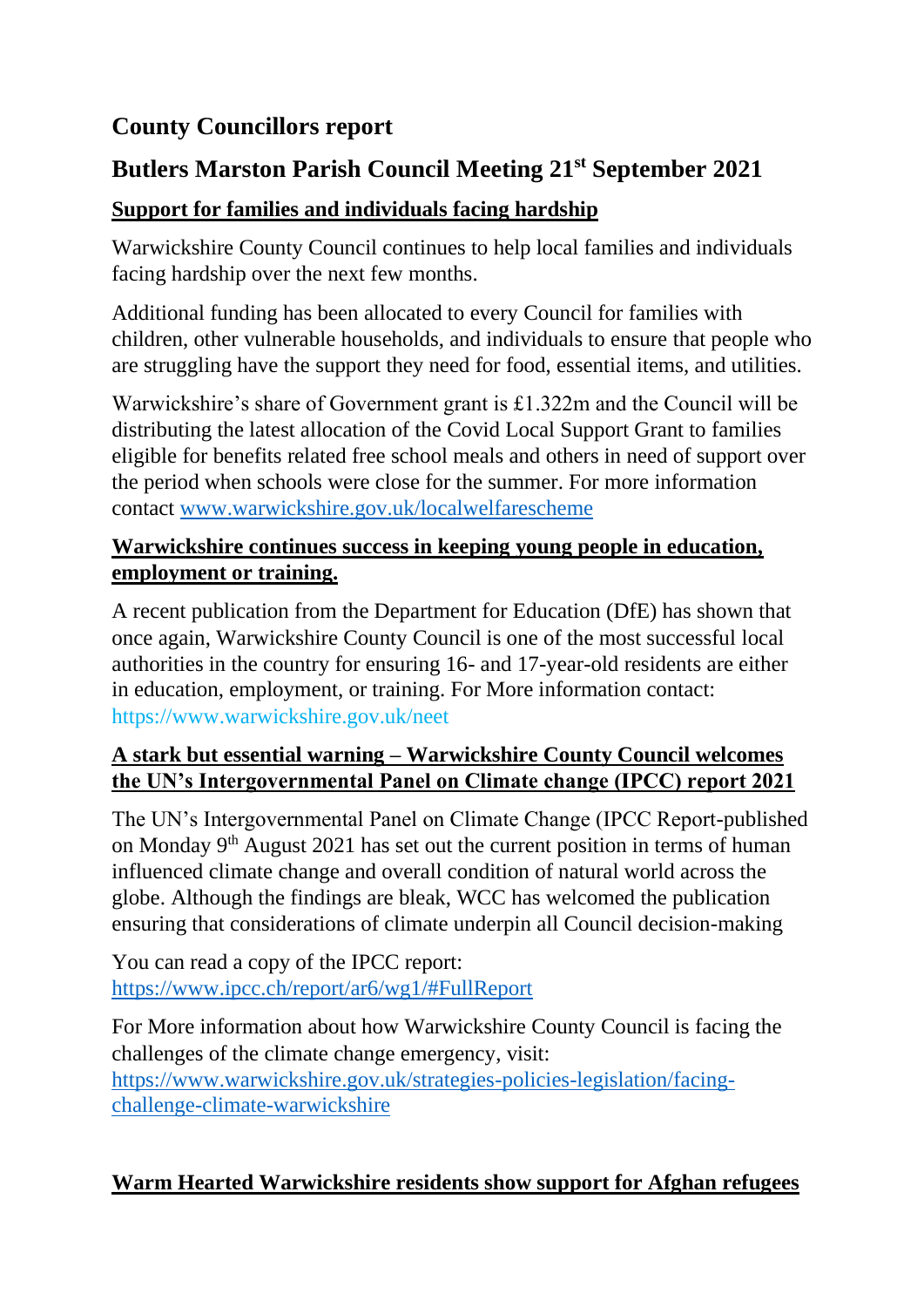# County Councillors report

## Butlers Marston Parish Council Meeting 21st September 2021

**Support for families and individuals facing hardship**

Warwickshire County Council continues to help local families and individuals facing hardship over the next few months.

Additional funding has been allocated to every Council for families with children, other vulnerable households, and individuals to ensure that people who are struggling have the support they need for food, essential items, and utilities.

Warwickshire's share of Government grant is £1.322m and the Council will be distributing the latest allocation of the Covid Local Support Grant to families eligible for benefits related free school meals and others in need of support over the period when schools were close for the summer. For more information contact www.warwickshire.gov.uk/localwelfarescheme

**Warwickshire continues success in keeping young people in education, employment or training.**

A recent publication from the Department for Education (DfE) has shown that once again, Warwickshire County Council is one of the most successful local authorities in the country for ensuring 16- and 17-year-old residents are either in education, employment, or training. For More information contact: https://www.warwickshire.gov.uk/neet

**A stark but essential warning – Warwickshire County Council welcomes the UN's Intergovernmental Panel on Climate change (IPCC) report 2021**

The UN's Intergovernmental Panel on Climate Change (IPCC Report-published on Monday 9th August 2021 has set out the current position in terms of human influenced climate change and overall condition of natural world across the globe. Although the findings are bleak, WCC has welcomed the publication ensuring that considerations of climate underpin all Council decision-making

You can read a copy of the IPCC report: https://www.ipcc.ch/report/ar6/wg1/#FullReport

For More information about how Warwickshire County Council is facing the challenges of the climate change emergency, visit: https://www.warwickshire.gov.uk/strategies-policies-legislation/facing-challenge-climate-warwickshire

**Warm Hearted Warwickshire residents show support for Afghan refugees**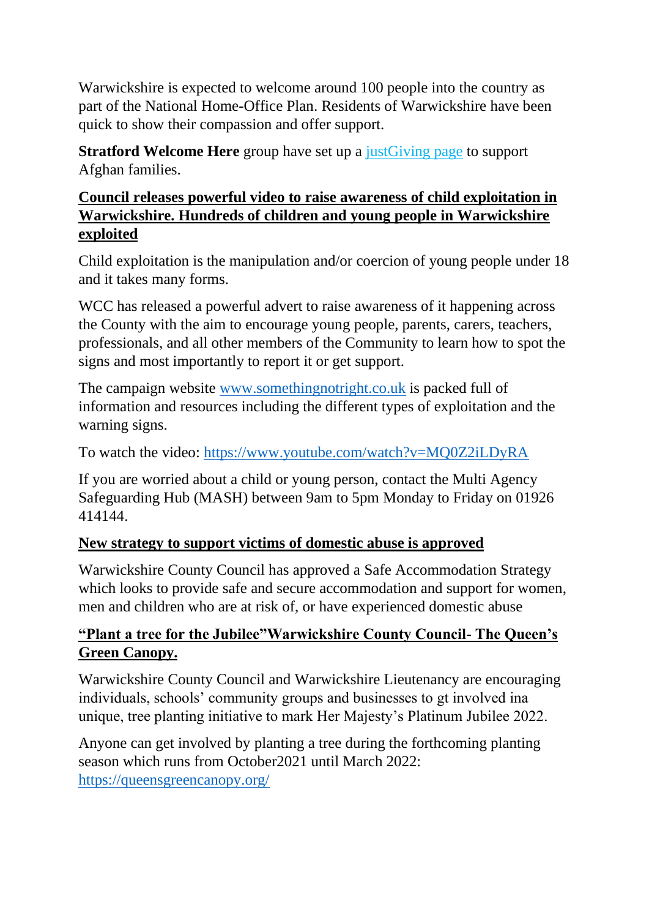Warwickshire is expected to welcome around 100 people into the country as part of the National Home-Office Plan. Residents of Warwickshire have been quick to show their compassion and offer support.

**Stratford Welcome Here** group have set up a justGiving page to support Afghan families.

**Council releases powerful video to raise awareness of child exploitation in Warwickshire. Hundreds of children and young people in Warwickshire exploited**

Child exploitation is the manipulation and/or coercion of young people under 18 and it takes many forms.

WCC has released a powerful advert to raise awareness of it happening across the County with the aim to encourage young people, parents, carers, teachers, professionals, and all other members of the Community to learn how to spot the signs and most importantly to report it or get support.

The campaign website www.somethingnotright.co.uk is packed full of information and resources including the different types of exploitation and the warning signs.

To watch the video: https://www.youtube.com/watch?v=MQ0Z2iLDyRA

If you are worried about a child or young person, contact the Multi Agency Safeguarding Hub (MASH) between 9am to 5pm Monday to Friday on 01926 414144.

**New strategy to support victims of domestic abuse is approved**

Warwickshire County Council has approved a Safe Accommodation Strategy which looks to provide safe and secure accommodation and support for women, men and children who are at risk of, or have experienced domestic abuse

**"Plant a tree for the Jubilee"Warwickshire County Council- The Queen's Green Canopy.**

Warwickshire County Council and Warwickshire Lieutenancy are encouraging individuals, schools' community groups and businesses to gt involved ina unique, tree planting initiative to mark Her Majesty's Platinum Jubilee 2022.

Anyone can get involved by planting a tree during the forthcoming planting season which runs from October2021 until March 2022: https://queensgreencanopy.org/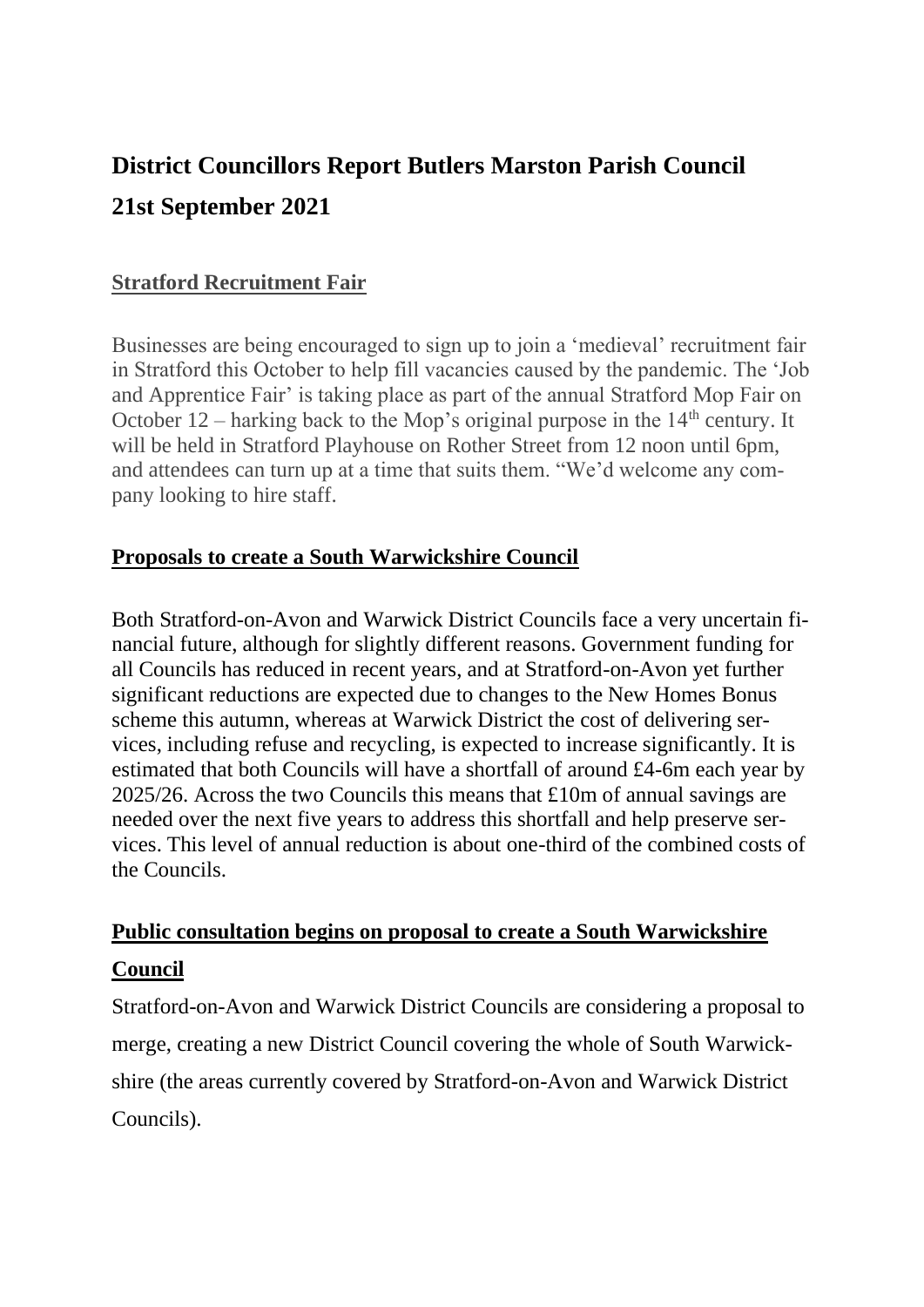# District Councillors Report Butlers Marston Parish Council

# 21st September 2021

## Stratford Recruitment Fair

Businesses are being encouraged to sign up to join a 'medieval' recruitment fair in Stratford this October to help fill vacancies caused by the pandemic. The 'Job and Apprentice Fair' is taking place as part of the annual Stratford Mop Fair on October 12 – harking back to the Mop's original purpose in the 14th century. It will be held in Stratford Playhouse on Rother Street from 12 noon until 6pm, and attendees can turn up at a time that suits them. "We'd welcome any company looking to hire staff.

## Proposals to create a South Warwickshire Council

Both Stratford-on-Avon and Warwick District Councils face a very uncertain financial future, although for slightly different reasons. Government funding for all Councils has reduced in recent years, and at Stratford-on-Avon yet further significant reductions are expected due to changes to the New Homes Bonus scheme this autumn, whereas at Warwick District the cost of delivering services, including refuse and recycling, is expected to increase significantly. It is estimated that both Councils will have a shortfall of around £4-6m each year by 2025/26. Across the two Councils this means that £10m of annual savings are needed over the next five years to address this shortfall and help preserve services. This level of annual reduction is about one-third of the combined costs of the Councils.

## Public consultation begins on proposal to create a South Warwickshire Council

Stratford-on-Avon and Warwick District Councils are considering a proposal to merge, creating a new District Council covering the whole of South Warwickshire (the areas currently covered by Stratford-on-Avon and Warwick District Councils).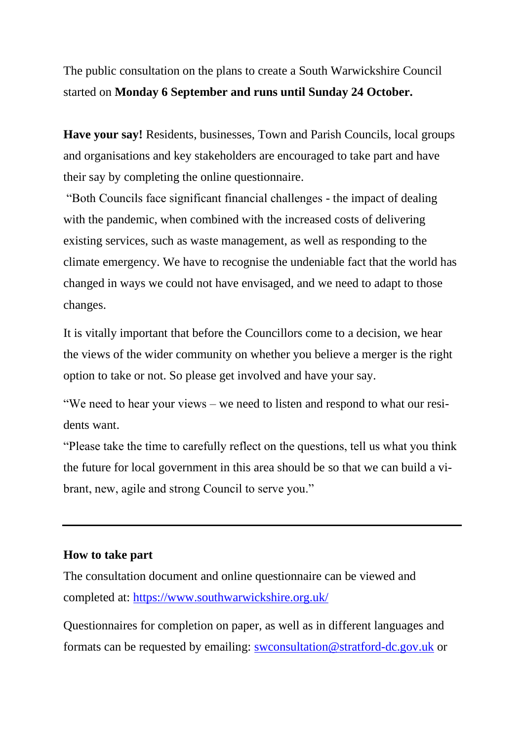The public consultation on the plans to create a South Warwickshire Council started on **Monday 6 September and runs until Sunday 24 October.**

**Have your say!** Residents, businesses, Town and Parish Councils, local groups and organisations and key stakeholders are encouraged to take part and have their say by completing the online questionnaire.

"Both Councils face significant financial challenges - the impact of dealing with the pandemic, when combined with the increased costs of delivering existing services, such as waste management, as well as responding to the climate emergency. We have to recognise the undeniable fact that the world has changed in ways we could not have envisaged, and we need to adapt to those changes.

It is vitally important that before the Councillors come to a decision, we hear the views of the wider community on whether you believe a merger is the right option to take or not. So please get involved and have your say.

"We need to hear your views – we need to listen and respond to what our residents want.

"Please take the time to carefully reflect on the questions, tell us what you think the future for local government in this area should be so that we can build a vibrant, new, agile and strong Council to serve you."

---

**How to take part**

The consultation document and online questionnaire can be viewed and completed at: [https://www.southwarwickshire.org.uk/](https://www.southwarwickshire.org.uk/)

Questionnaires for completion on paper, as well as in different languages and formats can be requested by emailing: [swconsultation@stratford-dc.gov.uk](mailto:swconsultation@stratford-dc.gov.uk) or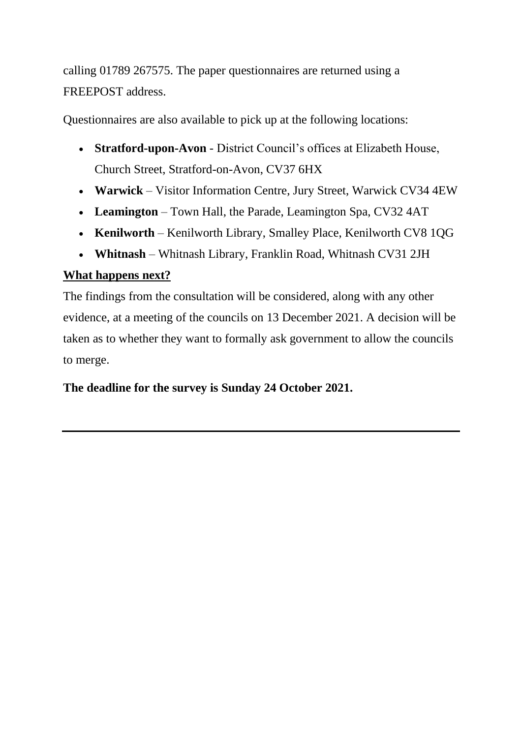calling 01789 267575. The paper questionnaires are returned using a FREEPOST address.

Questionnaires are also available to pick up at the following locations:

- **Stratford-upon-Avon** - District Council's offices at Elizabeth House, Church Street, Stratford-on-Avon, CV37 6HX
- **Warwick** – Visitor Information Centre, Jury Street, Warwick CV34 4EW
- **Leamington** – Town Hall, the Parade, Leamington Spa, CV32 4AT
- **Kenilworth** – Kenilworth Library, Smalley Place, Kenilworth CV8 1QG
- **Whitnash** – Whitnash Library, Franklin Road, Whitnash CV31 2JH

**What happens next?**

The findings from the consultation will be considered, along with any other evidence, at a meeting of the councils on 13 December 2021. A decision will be taken as to whether they want to formally ask government to allow the councils to merge.

**The deadline for the survey is Sunday 24 October 2021.**

---